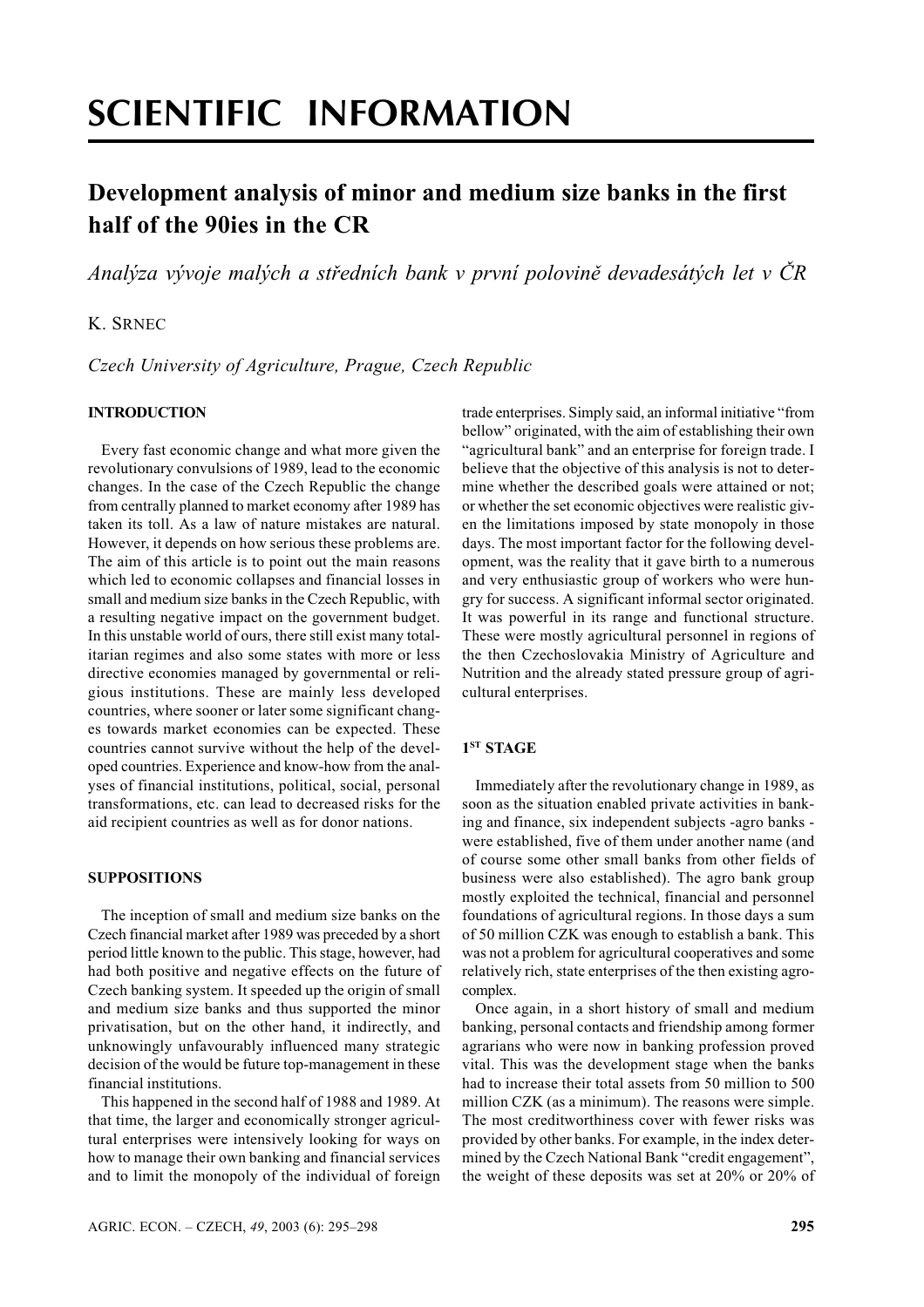# SCIENTIFIC INFORMATION

## Development analysis of minor and medium size banks in the first half of the 90ies in the CR

*Analýza vývoje malých a středních bank v první polovině devadesátých let v ČR*

K. Srnec

*Czech University of Agriculture, Prague, Czech Republic*

### INTRODUCTION

Every fast economic change and what more given the revolutionary convulsions of 1989, lead to the economic changes. In the case of the Czech Republic the change from centrally planned to market economy after 1989 has taken its toll. As a law of nature mistakes are natural. However, it depends on how serious these problems are. The aim of this article is to point out the main reasons which led to economic collapses and financial losses in small and medium size banks in the Czech Republic, with a resulting negative impact on the government budget. In this unstable world of ours, there still exist many totalitarian regimes and also some states with more or less directive economies managed by governmental or religious institutions. These are mainly less developed countries, where sooner or later some significant changes towards market economies can be expected. These countries cannot survive without the help of the developed countries. Experience and know-how from the analyses of financial institutions, political, social, personal transformations, etc. can lead to decreased risks for the aid recipient countries as well as for donor nations.

### SUPPOSITIONS

The inception of small and medium size banks on the Czech financial market after 1989 was preceded by a short period little known to the public. This stage, however, had had both positive and negative effects on the future of Czech banking system. It speeded up the origin of small and medium size banks and thus supported the minor privatisation, but on the other hand, it indirectly, and unknowingly unfavourably influenced many strategic decision of the would be future top-management in these financial institutions.

This happened in the second half of 1988 and 1989. At that time, the larger and economically stronger agricultural enterprises were intensively looking for ways on how to manage their own banking and financial services and to limit the monopoly of the individual of foreign trade enterprises. Simply said, an informal initiative "from bellow" originated, with the aim of establishing their own "agricultural bank" and an enterprise for foreign trade. I believe that the objective of this analysis is not to determine whether the described goals were attained or not; or whether the set economic objectives were realistic given the limitations imposed by state monopoly in those days. The most important factor for the following development, was the reality that it gave birth to a numerous and very enthusiastic group of workers who were hungry for success. A significant informal sector originated. It was powerful in its range and functional structure. These were mostly agricultural personnel in regions of the then Czechoslovakia Ministry of Agriculture and Nutrition and the already stated pressure group of agricultural enterprises.

### 1ST STAGE

Immediately after the revolutionary change in 1989, as soon as the situation enabled private activities in banking and finance, six independent subjects -agro banks - were established, five of them under another name (and of course some other small banks from other fields of business were also established). The agro bank group mostly exploited the technical, financial and personnel foundations of agricultural regions. In those days a sum of 50 million CZK was enough to establish a bank. This was not a problem for agricultural cooperatives and some relatively rich, state enterprises of the then existing agrocomplex.

Once again, in a short history of small and medium banking, personal contacts and friendship among former agrarians who were now in banking profession proved vital. This was the development stage when the banks had to increase their total assets from 50 million to 500 million CZK (as a minimum). The reasons were simple. The most creditworthiness cover with fewer risks was provided by other banks. For example, in the index determined by the Czech National Bank "credit engagement", the weight of these deposits was set at 20% or 20% of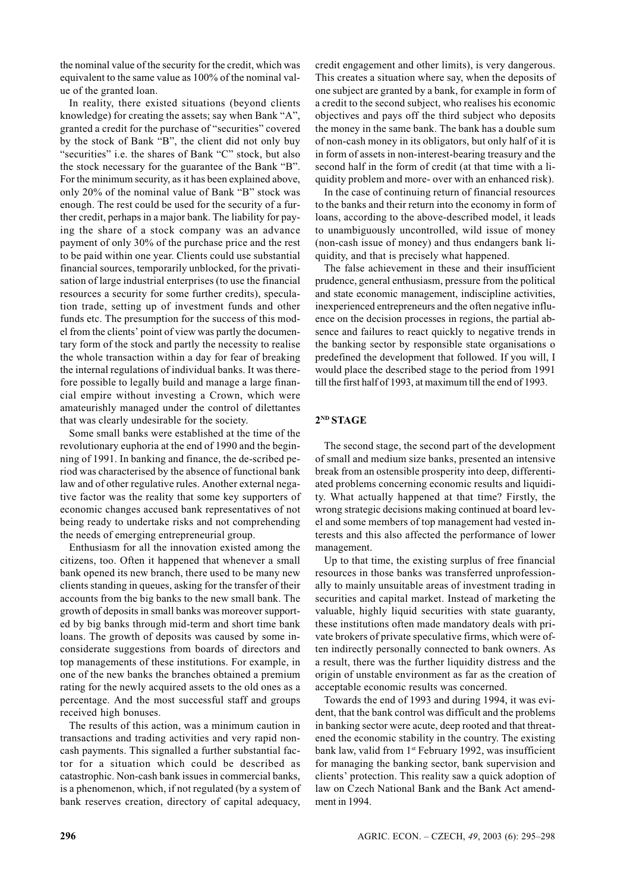the nominal value of the security for the credit, which was equivalent to the same value as 100% of the nominal value of the granted loan.

In reality, there existed situations (beyond clients knowledge) for creating the assets; say when Bank "A", granted a credit for the purchase of "securities" covered by the stock of Bank "B", the client did not only buy "securities" i.e. the shares of Bank "C" stock, but also the stock necessary for the guarantee of the Bank "B". For the minimum security, as it has been explained above, only 20% of the nominal value of Bank "B" stock was enough. The rest could be used for the security of a further credit, perhaps in a major bank. The liability for paying the share of a stock company was an advance payment of only 30% of the purchase price and the rest to be paid within one year. Clients could use substantial financial sources, temporarily unblocked, for the privatisation of large industrial enterprises (to use the financial resources a security for some further credits), speculation trade, setting up of investment funds and other funds etc. The presumption for the success of this model from the clients' point of view was partly the documentary form of the stock and partly the necessity to realise the whole transaction within a day for fear of breaking the internal regulations of individual banks. It was therefore possible to legally build and manage a large financial empire without investing a Crown, which were amateurishly managed under the control of dilettantes that was clearly undesirable for the society.

Some small banks were established at the time of the revolutionary euphoria at the end of 1990 and the beginning of 1991. In banking and finance, the de-scribed period was characterised by the absence of functional bank law and of other regulative rules. Another external negative factor was the reality that some key supporters of economic changes accused bank representatives of not being ready to undertake risks and not comprehending the needs of emerging entrepreneurial group.

Enthusiasm for all the innovation existed among the citizens, too. Often it happened that whenever a small bank opened its new branch, there used to be many new clients standing in queues, asking for the transfer of their accounts from the big banks to the new small bank. The growth of deposits in small banks was moreover supported by big banks through mid-term and short time bank loans. The growth of deposits was caused by some inconsiderate suggestions from boards of directors and top managements of these institutions. For example, in one of the new banks the branches obtained a premium rating for the newly acquired assets to the old ones as a percentage. And the most successful staff and groups received high bonuses.

The results of this action, was a minimum caution in transactions and trading activities and very rapid non-cash payments. This signalled a further substantial factor for a situation which could be described as catastrophic. Non-cash bank issues in commercial banks, is a phenomenon, which, if not regulated (by a system of bank reserves creation, directory of capital adequacy, credit engagement and other limits), is very dangerous. This creates a situation where say, when the deposits of one subject are granted by a bank, for example in form of a credit to the second subject, who realises his economic objectives and pays off the third subject who deposits the money in the same bank. The bank has a double sum of non-cash money in its obligators, but only half of it is in form of assets in non-interest-bearing treasury and the second half in the form of credit (at that time with a liquidity problem and more- over with an enhanced risk).

In the case of continuing return of financial resources to the banks and their return into the economy in form of loans, according to the above-described model, it leads to unambiguously uncontrolled, wild issue of money (non-cash issue of money) and thus endangers bank liquidity, and that is precisely what happened.

The false achievement in these and their insufficient prudence, general enthusiasm, pressure from the political and state economic management, indiscipline activities, inexperienced entrepreneurs and the often negative influence on the decision processes in regions, the partial absence and failures to react quickly to negative trends in the banking sector by responsible state organisations o predefined the development that followed. If you will, I would place the described stage to the period from 1991 till the first half of 1993, at maximum till the end of 1993.

## 2ND STAGE

The second stage, the second part of the development of small and medium size banks, presented an intensive break from an ostensible prosperity into deep, differentiated problems concerning economic results and liquidity. What actually happened at that time? Firstly, the wrong strategic decisions making continued at board level and some members of top management had vested interests and this also affected the performance of lower management.

Up to that time, the existing surplus of free financial resources in those banks was transferred unprofessionally to mainly unsuitable areas of investment trading in securities and capital market. Instead of marketing the valuable, highly liquid securities with state guaranty, these institutions often made mandatory deals with private brokers of private speculative firms, which were often indirectly personally connected to bank owners. As a result, there was the further liquidity distress and the origin of unstable environment as far as the creation of acceptable economic results was concerned.

Towards the end of 1993 and during 1994, it was evident, that the bank control was difficult and the problems in banking sector were acute, deep rooted and that threatened the economic stability in the country. The existing bank law, valid from 1st February 1992, was insufficient for managing the banking sector, bank supervision and clients' protection. This reality saw a quick adoption of law on Czech National Bank and the Bank Act amendment in 1994.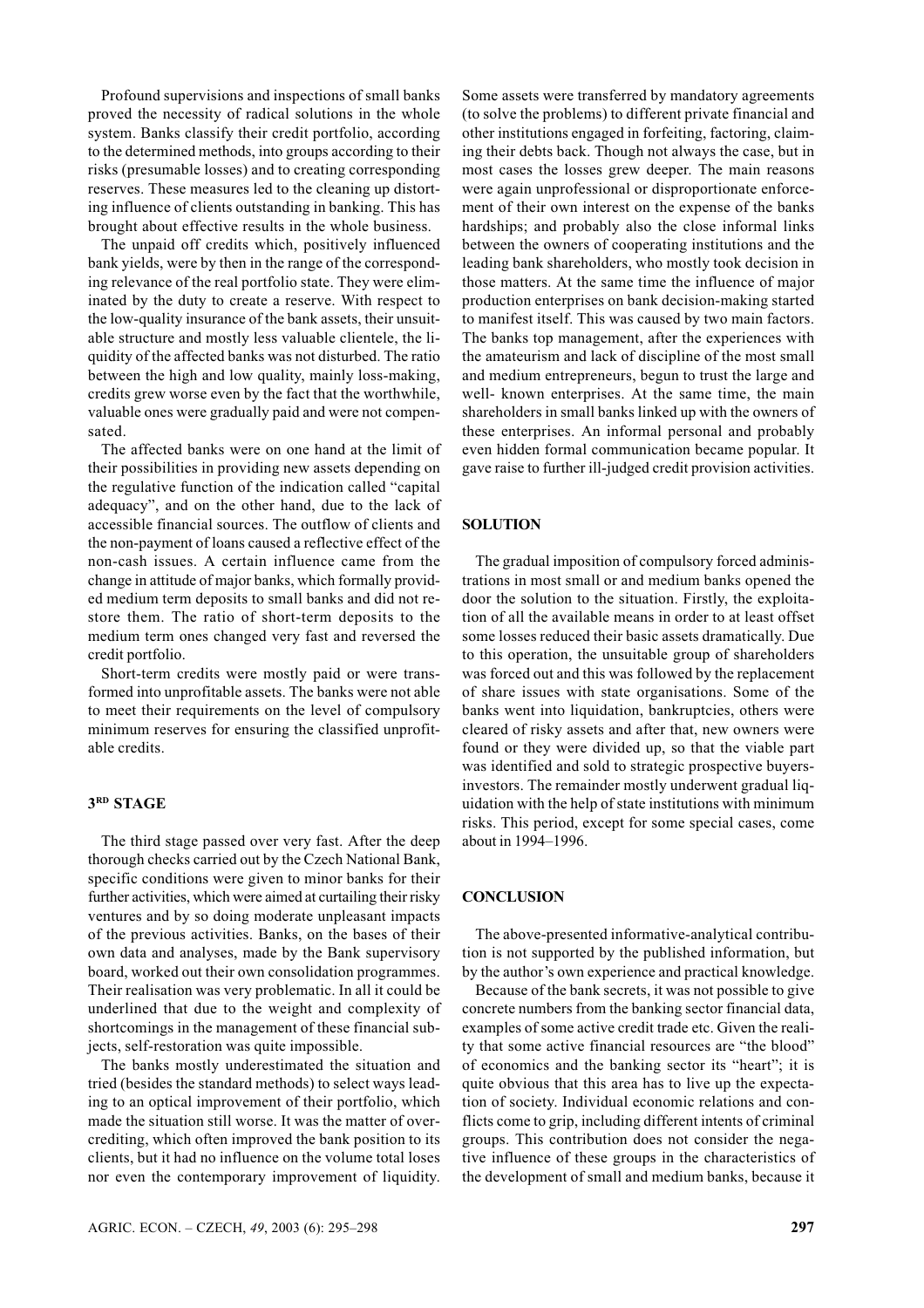Profound supervisions and inspections of small banks proved the necessity of radical solutions in the whole system. Banks classify their credit portfolio, according to the determined methods, into groups according to their risks (presumable losses) and to creating corresponding reserves. These measures led to the cleaning up distorting influence of clients outstanding in banking. This has brought about effective results in the whole business.

The unpaid off credits which, positively influenced bank yields, were by then in the range of the corresponding relevance of the real portfolio state. They were eliminated by the duty to create a reserve. With respect to the low-quality insurance of the bank assets, their unsuitable structure and mostly less valuable clientele, the liquidity of the affected banks was not disturbed. The ratio between the high and low quality, mainly loss-making, credits grew worse even by the fact that the worthwhile, valuable ones were gradually paid and were not compensated.

The affected banks were on one hand at the limit of their possibilities in providing new assets depending on the regulative function of the indication called "capital adequacy", and on the other hand, due to the lack of accessible financial sources. The outflow of clients and the non-payment of loans caused a reflective effect of the non-cash issues. A certain influence came from the change in attitude of major banks, which formally provided medium term deposits to small banks and did not restore them. The ratio of short-term deposits to the medium term ones changed very fast and reversed the credit portfolio.

Short-term credits were mostly paid or were transformed into unprofitable assets. The banks were not able to meet their requirements on the level of compulsory minimum reserves for ensuring the classified unprofitable credits.

## 3RD STAGE

The third stage passed over very fast. After the deep thorough checks carried out by the Czech National Bank, specific conditions were given to minor banks for their further activities, which were aimed at curtailing their risky ventures and by so doing moderate unpleasant impacts of the previous activities. Banks, on the bases of their own data and analyses, made by the Bank supervisory board, worked out their own consolidation programmes. Their realisation was very problematic. In all it could be underlined that due to the weight and complexity of shortcomings in the management of these financial subjects, self-restoration was quite impossible.

The banks mostly underestimated the situation and tried (besides the standard methods) to select ways leading to an optical improvement of their portfolio, which made the situation still worse. It was the matter of overcrediting, which often improved the bank position to its clients, but it had no influence on the volume total loses nor even the contemporary improvement of liquidity. Some assets were transferred by mandatory agreements (to solve the problems) to different private financial and other institutions engaged in forfeiting, factoring, claiming their debts back. Though not always the case, but in most cases the losses grew deeper. The main reasons were again unprofessional or disproportionate enforcement of their own interest on the expense of the banks hardships; and probably also the close informal links between the owners of cooperating institutions and the leading bank shareholders, who mostly took decision in those matters. At the same time the influence of major production enterprises on bank decision-making started to manifest itself. This was caused by two main factors. The banks top management, after the experiences with the amateurism and lack of discipline of the most small and medium entrepreneurs, begun to trust the large and well- known enterprises. At the same time, the main shareholders in small banks linked up with the owners of these enterprises. An informal personal and probably even hidden formal communication became popular. It gave raise to further ill-judged credit provision activities.

## SOLUTION

The gradual imposition of compulsory forced administrations in most small or and medium banks opened the door the solution to the situation. Firstly, the exploitation of all the available means in order to at least offset some losses reduced their basic assets dramatically. Due to this operation, the unsuitable group of shareholders was forced out and this was followed by the replacement of share issues with state organisations. Some of the banks went into liquidation, bankruptcies, others were cleared of risky assets and after that, new owners were found or they were divided up, so that the viable part was identified and sold to strategic prospective buyers-investors. The remainder mostly underwent gradual liquidation with the help of state institutions with minimum risks. This period, except for some special cases, come about in 1994–1996.

## CONCLUSION

The above-presented informative-analytical contribution is not supported by the published information, but by the author's own experience and practical knowledge.

Because of the bank secrets, it was not possible to give concrete numbers from the banking sector financial data, examples of some active credit trade etc. Given the reality that some active financial resources are "the blood" of economics and the banking sector its "heart"; it is quite obvious that this area has to live up the expectation of society. Individual economic relations and conflicts come to grip, including different intents of criminal groups. This contribution does not consider the negative influence of these groups in the characteristics of the development of small and medium banks, because it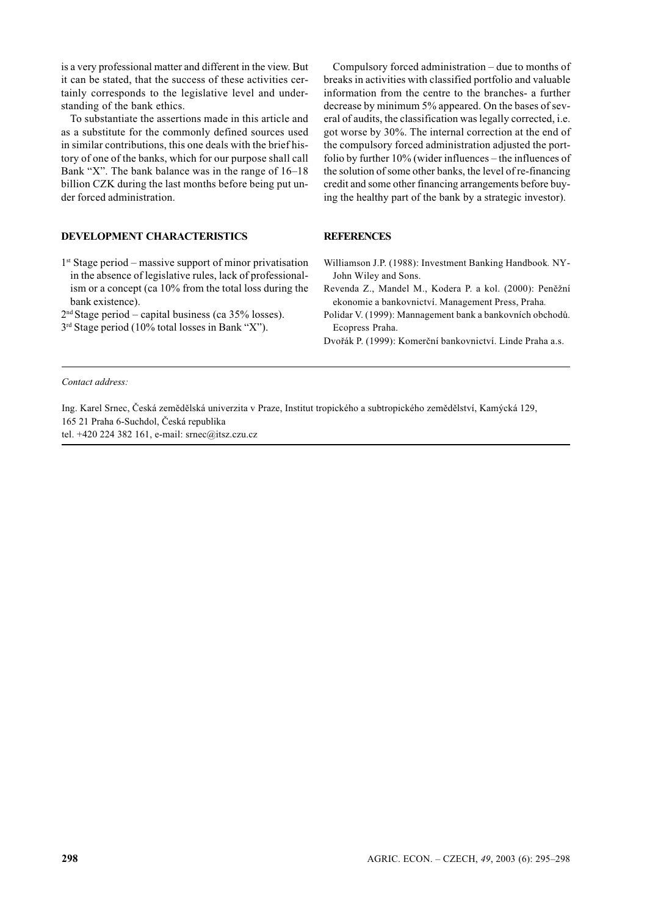is a very professional matter and different in the view. But it can be stated, that the success of these activities certainly corresponds to the legislative level and understanding of the bank ethics.

To substantiate the assertions made in this article and as a substitute for the commonly defined sources used in similar contributions, this one deals with the brief history of one of the banks, which for our purpose shall call Bank "X". The bank balance was in the range of 16–18 billion CZK during the last months before being put under forced administration.

## DEVELOPMENT CHARACTERISTICS

1st Stage period – massive support of minor privatisation in the absence of legislative rules, lack of professionalism or a concept (ca 10% from the total loss during the bank existence).

2nd Stage period – capital business (ca 35% losses).

3rd Stage period (10% total losses in Bank "X").

Compulsory forced administration – due to months of breaks in activities with classified portfolio and valuable information from the centre to the branches- a further decrease by minimum 5% appeared. On the bases of several of audits, the classification was legally corrected, i.e. got worse by 30%. The internal correction at the end of the compulsory forced administration adjusted the portfolio by further 10% (wider influences – the influences of the solution of some other banks, the level of re-financing credit and some other financing arrangements before buying the healthy part of the bank by a strategic investor).

## REFERENCES

Williamson J.P. (1988): Investment Banking Handbook. NY-John Wiley and Sons.

Revenda Z., Mandel M., Kodera P. a kol. (2000): Peněžní ekonomie a bankovnictví. Management Press, Praha.

Polidar V. (1999): Mannagement bank a bankovních obchodů. Ecopress Praha.

Dvořák P. (1999): Komerční bankovnictví. Linde Praha a.s.

*Contact address:*

Ing. Karel Srnec, Česká zemědělská univerzita v Praze, Institut tropického a subtropického zemědělství, Kamýcká 129, 165 21 Praha 6-Suchdol, Česká republika
tel. +420 224 382 161, e-mail: srnec@itsz.czu.cz